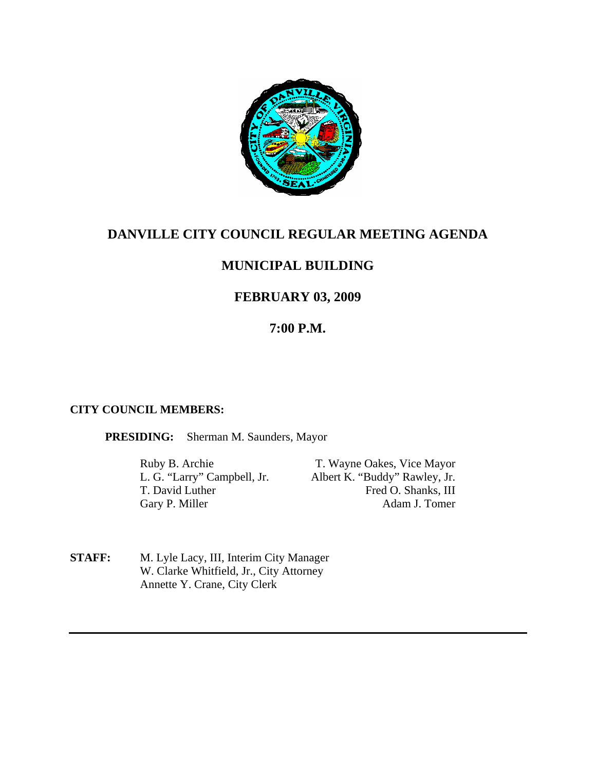# DANVILLE CITY COUNCIL REGULAR MEETING AGENDA

## MUNICIPAL BUILDING

## FEBRUARY 03, 2009

## 7:00 P.M.

**CITY COUNCIL MEMBERS:**

**PRESIDING:** Sherman M. Saunders, Mayor

| | |
|---|---|
| Ruby B. Archie | T. Wayne Oakes, Vice Mayor |
| L. G. "Larry" Campbell, Jr. | Albert K. "Buddy" Rawley, Jr. |
| T. David Luther | Fred O. Shanks, III |
| Gary P. Miller | Adam J. Tomer |

**STAFF:** M. Lyle Lacy, III, Interim City Manager
W. Clarke Whitfield, Jr., City Attorney
Annette Y. Crane, City Clerk

---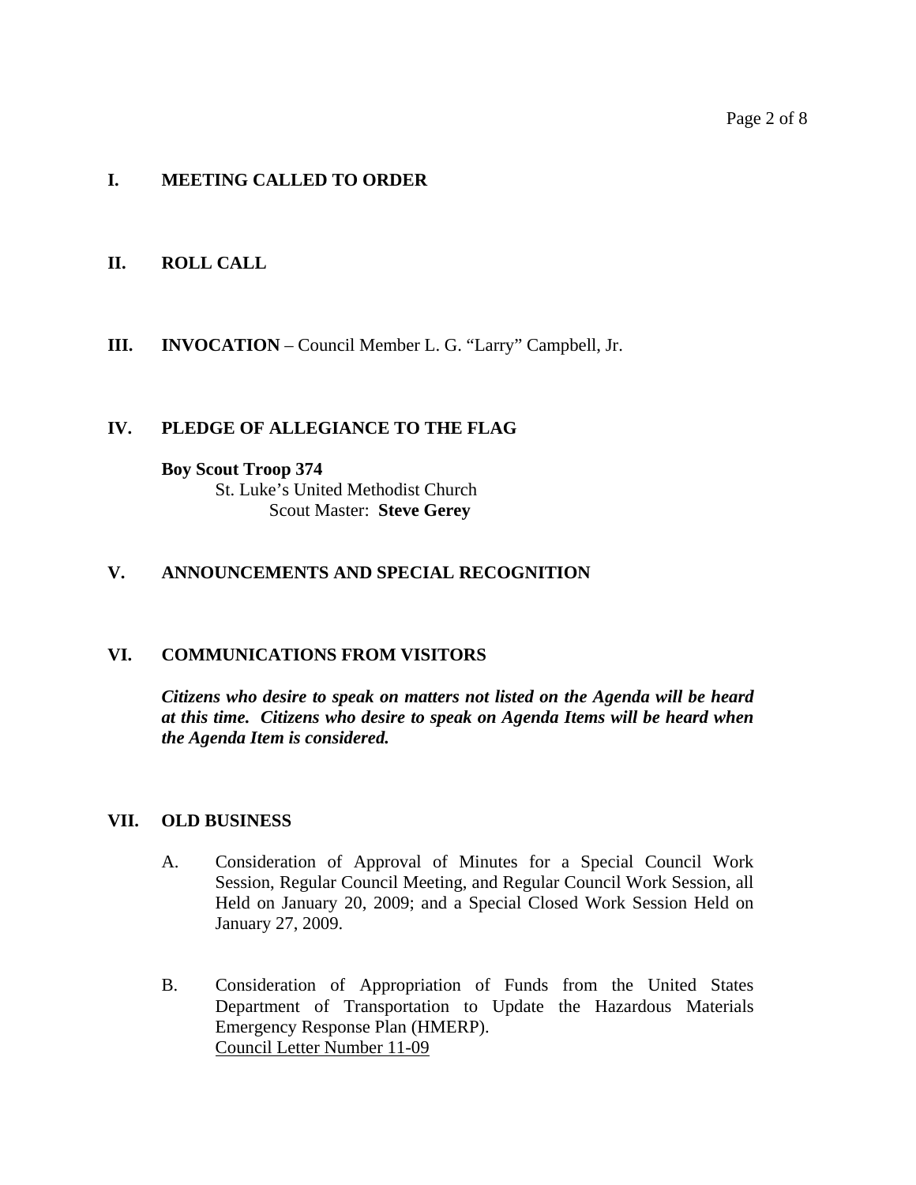## I. MEETING CALLED TO ORDER

## II. ROLL CALL

## III. INVOCATION – Council Member L. G. "Larry" Campbell, Jr.

## IV. PLEDGE OF ALLEGIANCE TO THE FLAG

**Boy Scout Troop 374**
St. Luke's United Methodist Church
Scout Master: **Steve Gerey**

## V. ANNOUNCEMENTS AND SPECIAL RECOGNITION

## VI. COMMUNICATIONS FROM VISITORS

***Citizens who desire to speak on matters not listed on the Agenda will be heard at this time. Citizens who desire to speak on Agenda Items will be heard when the Agenda Item is considered.***

## VII. OLD BUSINESS

A. Consideration of Approval of Minutes for a Special Council Work Session, Regular Council Meeting, and Regular Council Work Session, all Held on January 20, 2009; and a Special Closed Work Session Held on January 27, 2009.

B. Consideration of Appropriation of Funds from the United States Department of Transportation to Update the Hazardous Materials Emergency Response Plan (HMERP).
Council Letter Number 11-09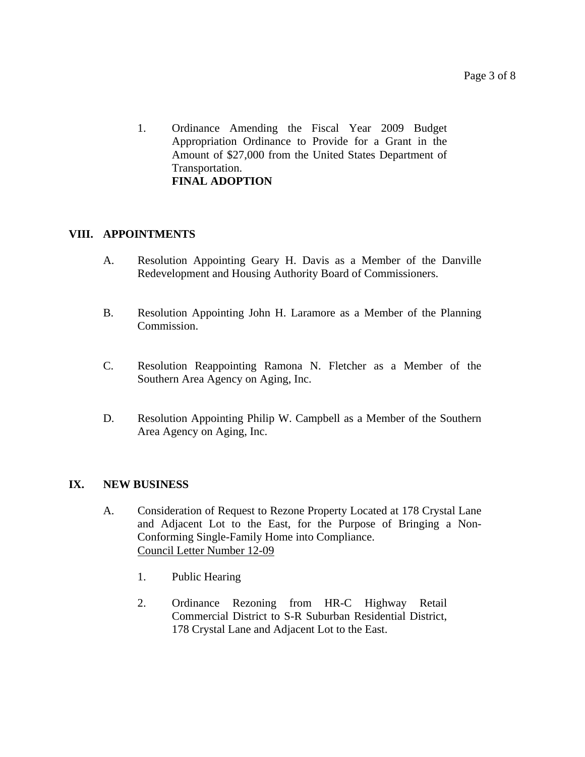1. Ordinance Amending the Fiscal Year 2009 Budget Appropriation Ordinance to Provide for a Grant in the Amount of $27,000 from the United States Department of Transportation.
   **FINAL ADOPTION**

## VIII. APPOINTMENTS

A. Resolution Appointing Geary H. Davis as a Member of the Danville Redevelopment and Housing Authority Board of Commissioners.

B. Resolution Appointing John H. Laramore as a Member of the Planning Commission.

C. Resolution Reappointing Ramona N. Fletcher as a Member of the Southern Area Agency on Aging, Inc.

D. Resolution Appointing Philip W. Campbell as a Member of the Southern Area Agency on Aging, Inc.

## IX. NEW BUSINESS

A. Consideration of Request to Rezone Property Located at 178 Crystal Lane and Adjacent Lot to the East, for the Purpose of Bringing a Non-Conforming Single-Family Home into Compliance.
   <u>Council Letter Number 12-09</u>

   1. Public Hearing

   2. Ordinance Rezoning from HR-C Highway Retail Commercial District to S-R Suburban Residential District, 178 Crystal Lane and Adjacent Lot to the East.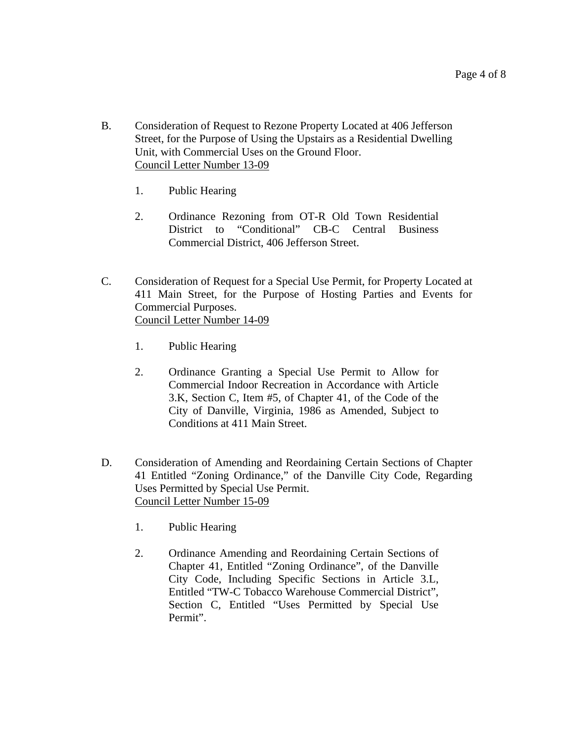B. Consideration of Request to Rezone Property Located at 406 Jefferson Street, for the Purpose of Using the Upstairs as a Residential Dwelling Unit, with Commercial Uses on the Ground Floor.
   Council Letter Number 13-09

   1. Public Hearing

   2. Ordinance Rezoning from OT-R Old Town Residential District to "Conditional" CB-C Central Business Commercial District, 406 Jefferson Street.

C. Consideration of Request for a Special Use Permit, for Property Located at 411 Main Street, for the Purpose of Hosting Parties and Events for Commercial Purposes.
   Council Letter Number 14-09

   1. Public Hearing

   2. Ordinance Granting a Special Use Permit to Allow for Commercial Indoor Recreation in Accordance with Article 3.K, Section C, Item #5, of Chapter 41, of the Code of the City of Danville, Virginia, 1986 as Amended, Subject to Conditions at 411 Main Street.

D. Consideration of Amending and Reordaining Certain Sections of Chapter 41 Entitled "Zoning Ordinance," of the Danville City Code, Regarding Uses Permitted by Special Use Permit.
   Council Letter Number 15-09

   1. Public Hearing

   2. Ordinance Amending and Reordaining Certain Sections of Chapter 41, Entitled "Zoning Ordinance", of the Danville City Code, Including Specific Sections in Article 3.L, Entitled "TW-C Tobacco Warehouse Commercial District", Section C, Entitled "Uses Permitted by Special Use Permit".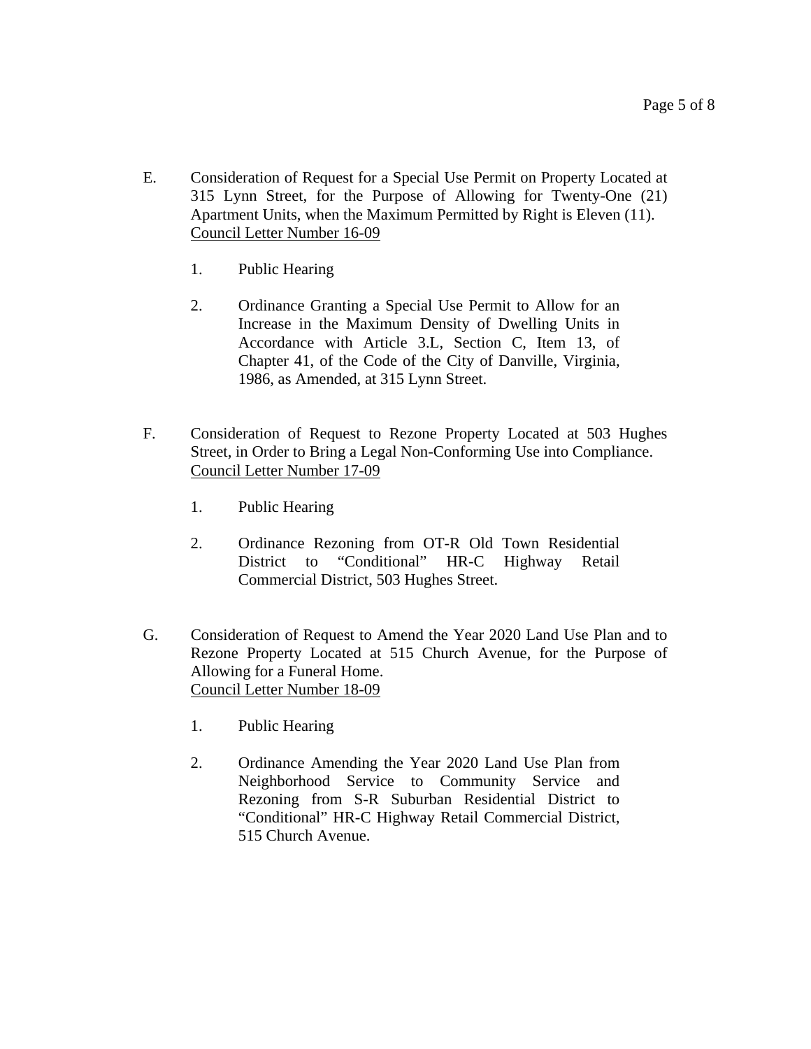E. Consideration of Request for a Special Use Permit on Property Located at 315 Lynn Street, for the Purpose of Allowing for Twenty-One (21) Apartment Units, when the Maximum Permitted by Right is Eleven (11).
Council Letter Number 16-09

1. Public Hearing

2. Ordinance Granting a Special Use Permit to Allow for an Increase in the Maximum Density of Dwelling Units in Accordance with Article 3.L, Section C, Item 13, of Chapter 41, of the Code of the City of Danville, Virginia, 1986, as Amended, at 315 Lynn Street.

F. Consideration of Request to Rezone Property Located at 503 Hughes Street, in Order to Bring a Legal Non-Conforming Use into Compliance.
Council Letter Number 17-09

1. Public Hearing

2. Ordinance Rezoning from OT-R Old Town Residential District to "Conditional" HR-C Highway Retail Commercial District, 503 Hughes Street.

G. Consideration of Request to Amend the Year 2020 Land Use Plan and to Rezone Property Located at 515 Church Avenue, for the Purpose of Allowing for a Funeral Home.
Council Letter Number 18-09

1. Public Hearing

2. Ordinance Amending the Year 2020 Land Use Plan from Neighborhood Service to Community Service and Rezoning from S-R Suburban Residential District to "Conditional" HR-C Highway Retail Commercial District, 515 Church Avenue.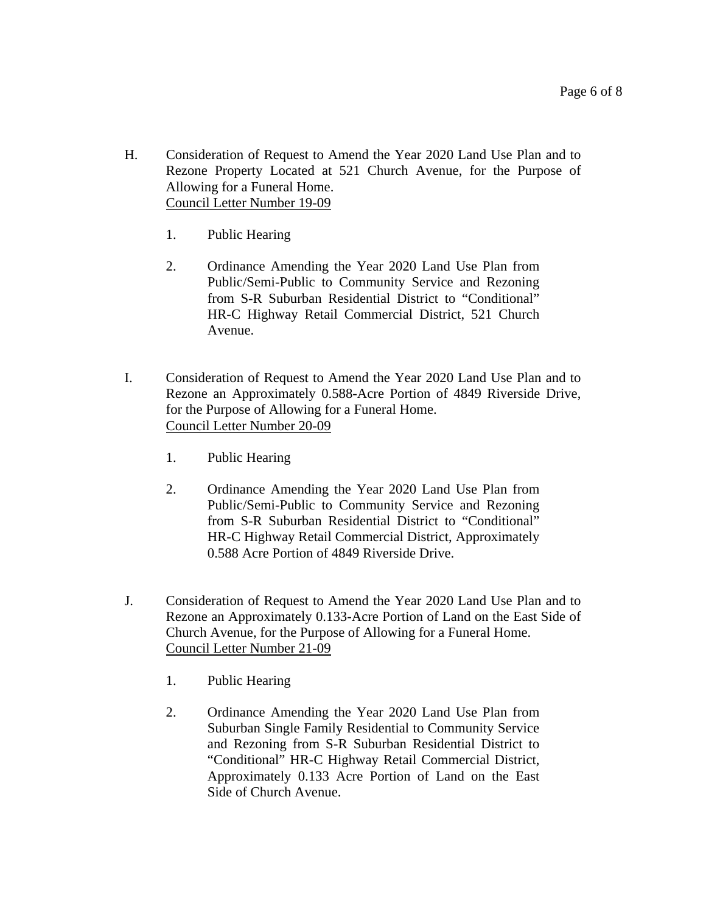H. Consideration of Request to Amend the Year 2020 Land Use Plan and to Rezone Property Located at 521 Church Avenue, for the Purpose of Allowing for a Funeral Home.
Council Letter Number 19-09

1. Public Hearing

2. Ordinance Amending the Year 2020 Land Use Plan from Public/Semi-Public to Community Service and Rezoning from S-R Suburban Residential District to "Conditional" HR-C Highway Retail Commercial District, 521 Church Avenue.

I. Consideration of Request to Amend the Year 2020 Land Use Plan and to Rezone an Approximately 0.588-Acre Portion of 4849 Riverside Drive, for the Purpose of Allowing for a Funeral Home.
Council Letter Number 20-09

1. Public Hearing

2. Ordinance Amending the Year 2020 Land Use Plan from Public/Semi-Public to Community Service and Rezoning from S-R Suburban Residential District to "Conditional" HR-C Highway Retail Commercial District, Approximately 0.588 Acre Portion of 4849 Riverside Drive.

J. Consideration of Request to Amend the Year 2020 Land Use Plan and to Rezone an Approximately 0.133-Acre Portion of Land on the East Side of Church Avenue, for the Purpose of Allowing for a Funeral Home.
Council Letter Number 21-09

1. Public Hearing

2. Ordinance Amending the Year 2020 Land Use Plan from Suburban Single Family Residential to Community Service and Rezoning from S-R Suburban Residential District to "Conditional" HR-C Highway Retail Commercial District, Approximately 0.133 Acre Portion of Land on the East Side of Church Avenue.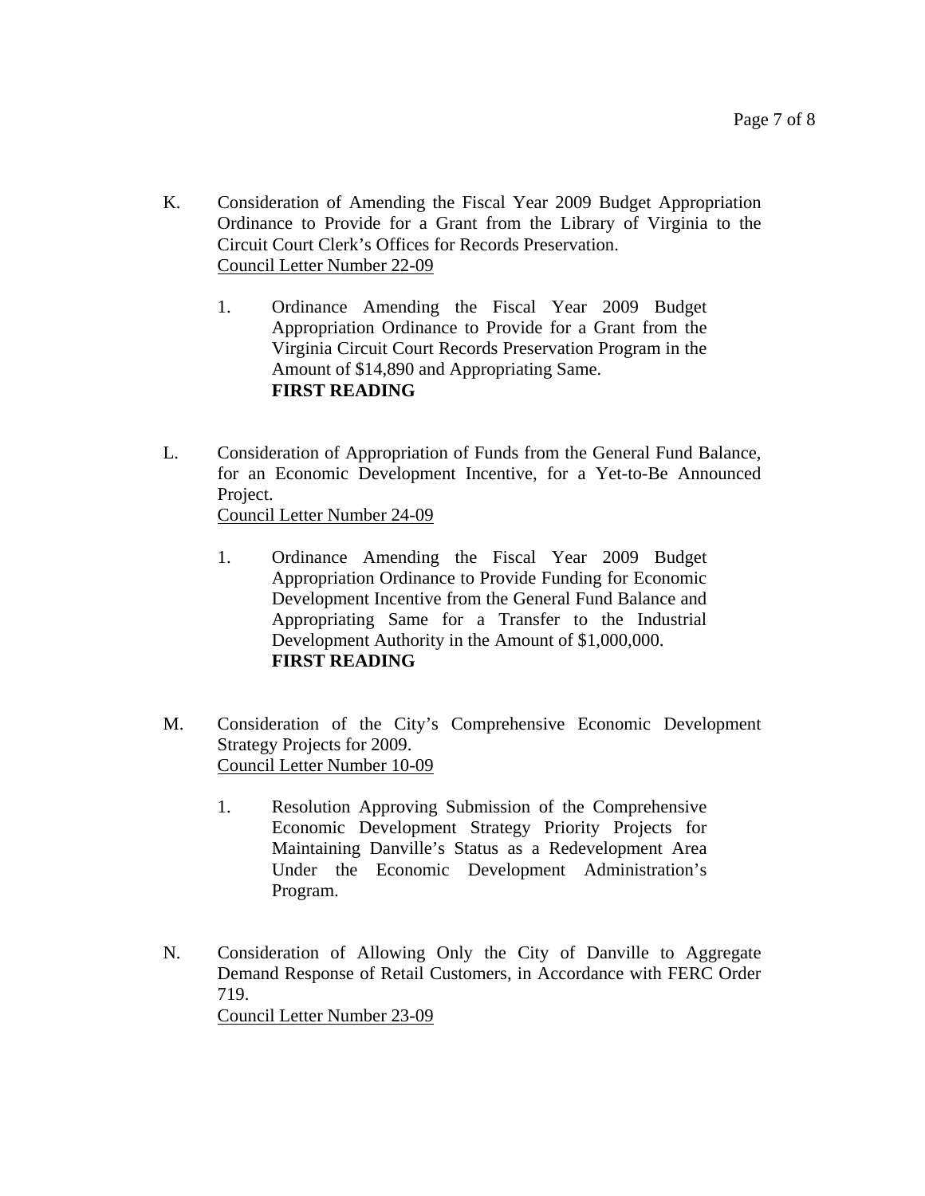K. Consideration of Amending the Fiscal Year 2009 Budget Appropriation Ordinance to Provide for a Grant from the Library of Virginia to the Circuit Court Clerk's Offices for Records Preservation.
Council Letter Number 22-09

   1. Ordinance Amending the Fiscal Year 2009 Budget Appropriation Ordinance to Provide for a Grant from the Virginia Circuit Court Records Preservation Program in the Amount of $14,890 and Appropriating Same.
   **FIRST READING**

L. Consideration of Appropriation of Funds from the General Fund Balance, for an Economic Development Incentive, for a Yet-to-Be Announced Project.
Council Letter Number 24-09

   1. Ordinance Amending the Fiscal Year 2009 Budget Appropriation Ordinance to Provide Funding for Economic Development Incentive from the General Fund Balance and Appropriating Same for a Transfer to the Industrial Development Authority in the Amount of $1,000,000.
   **FIRST READING**

M. Consideration of the City's Comprehensive Economic Development Strategy Projects for 2009.
Council Letter Number 10-09

   1. Resolution Approving Submission of the Comprehensive Economic Development Strategy Priority Projects for Maintaining Danville's Status as a Redevelopment Area Under the Economic Development Administration's Program.

N. Consideration of Allowing Only the City of Danville to Aggregate Demand Response of Retail Customers, in Accordance with FERC Order 719.
Council Letter Number 23-09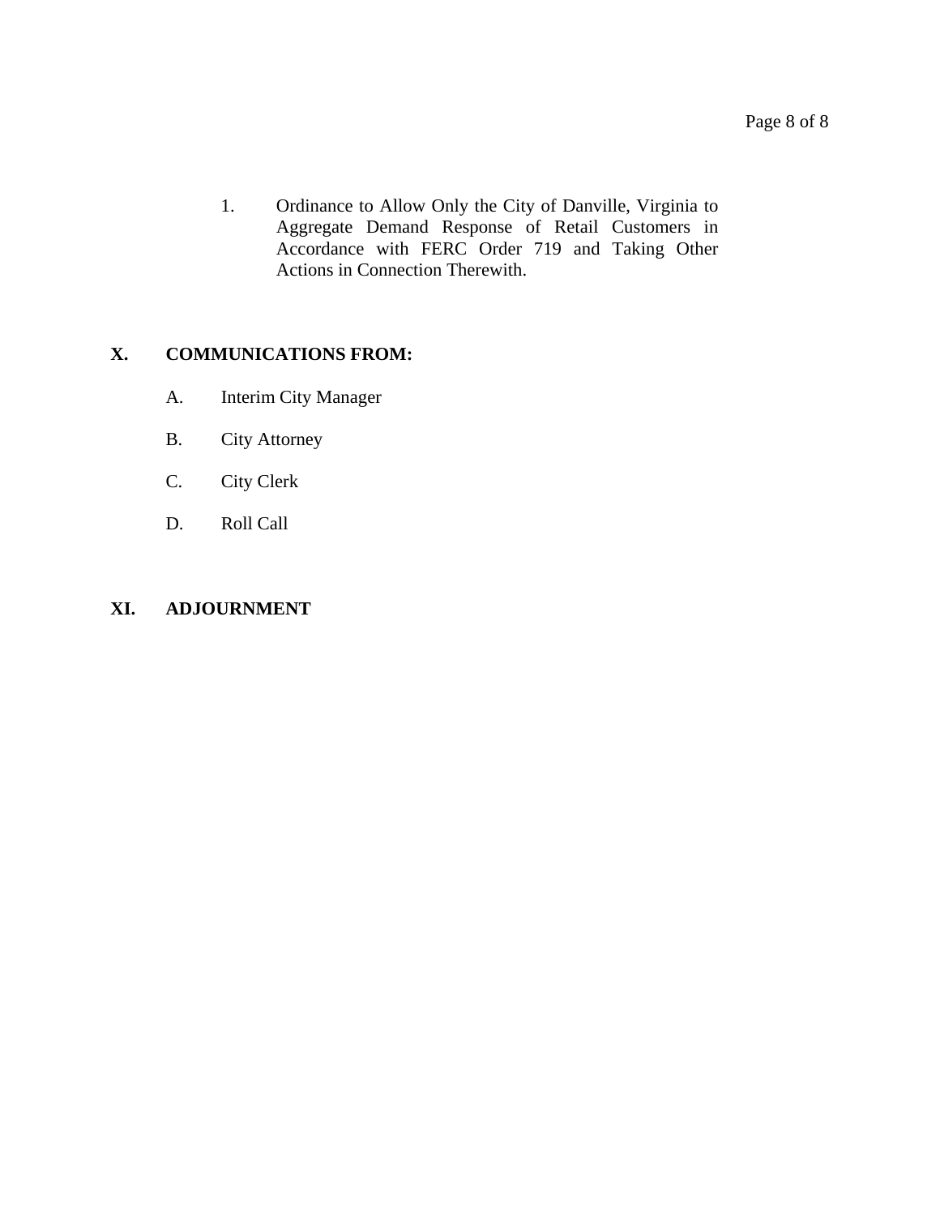1. Ordinance to Allow Only the City of Danville, Virginia to Aggregate Demand Response of Retail Customers in Accordance with FERC Order 719 and Taking Other Actions in Connection Therewith.

## X. COMMUNICATIONS FROM:

A. Interim City Manager

B. City Attorney

C. City Clerk

D. Roll Call

## XI. ADJOURNMENT